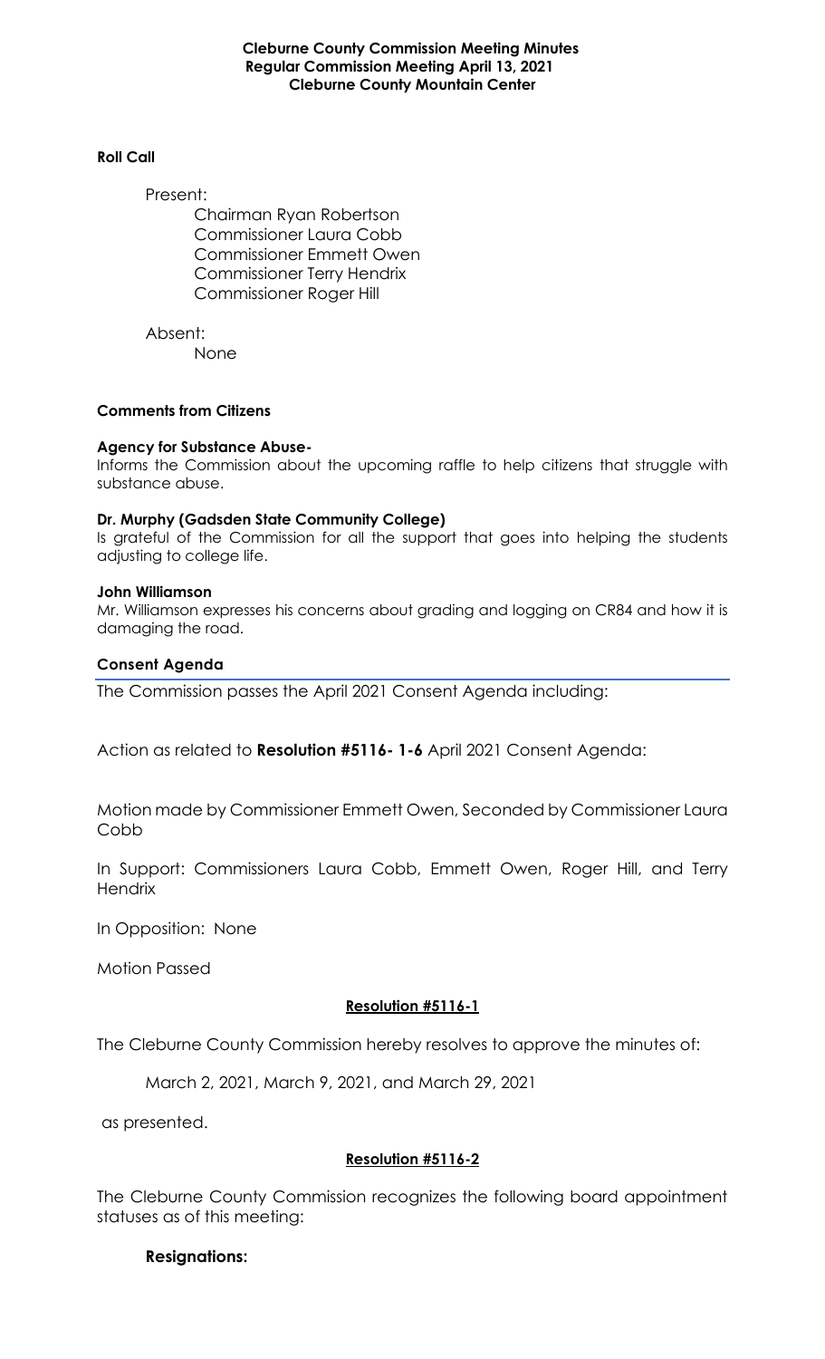**Cleburne County Commission Meeting Minutes**
**Regular Commission Meeting April 13, 2021**
**Cleburne County Mountain Center**

**Roll Call**

Present:

Chairman Ryan Robertson
Commissioner Laura Cobb
Commissioner Emmett Owen
Commissioner Terry Hendrix
Commissioner Roger Hill

Absent:

None

**Comments from Citizens**

**Agency for Substance Abuse-**
Informs the Commission about the upcoming raffle to help citizens that struggle with substance abuse.

**Dr. Murphy (Gadsden State Community College)**
Is grateful of the Commission for all the support that goes into helping the students adjusting to college life.

**John Williamson**
Mr. Williamson expresses his concerns about grading and logging on CR84 and how it is damaging the road.

**Consent Agenda**

The Commission passes the April 2021 Consent Agenda including:

Action as related to **Resolution #5116- 1-6** April 2021 Consent Agenda:

Motion made by Commissioner Emmett Owen, Seconded by Commissioner Laura Cobb

In Support: Commissioners Laura Cobb, Emmett Owen, Roger Hill, and Terry Hendrix

In Opposition: None

Motion Passed

**Resolution #5116-1**

The Cleburne County Commission hereby resolves to approve the minutes of:

March 2, 2021, March 9, 2021, and March 29, 2021

as presented.

**Resolution #5116-2**

The Cleburne County Commission recognizes the following board appointment statuses as of this meeting:

**Resignations:**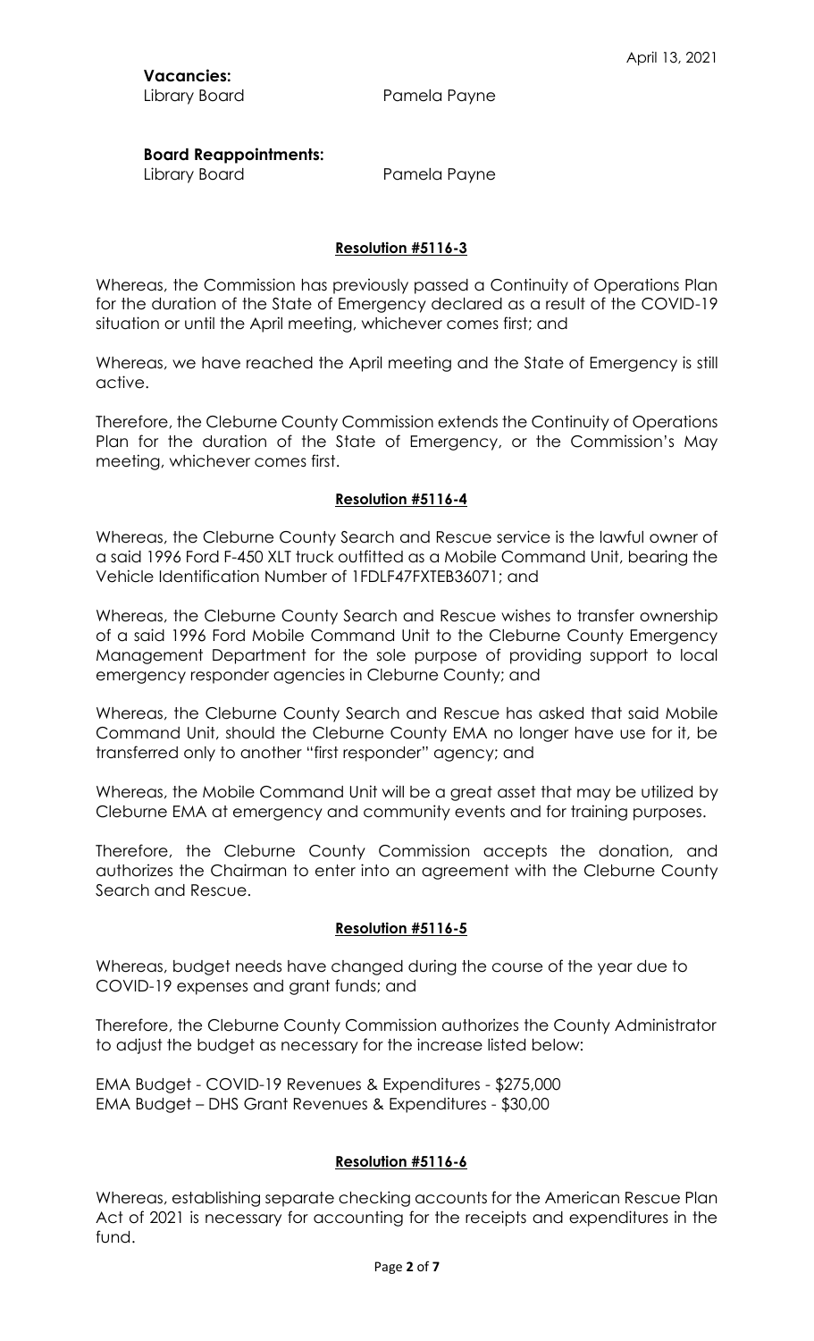April 13, 2021

**Vacancies:**

Library Board		Pamela Payne

**Board Reappointments:**

Library Board		Pamela Payne

**Resolution #5116-3**

Whereas, the Commission has previously passed a Continuity of Operations Plan for the duration of the State of Emergency declared as a result of the COVID-19 situation or until the April meeting, whichever comes first; and

Whereas, we have reached the April meeting and the State of Emergency is still active.

Therefore, the Cleburne County Commission extends the Continuity of Operations Plan for the duration of the State of Emergency, or the Commission's May meeting, whichever comes first.

**Resolution #5116-4**

Whereas, the Cleburne County Search and Rescue service is the lawful owner of a said 1996 Ford F-450 XLT truck outfitted as a Mobile Command Unit, bearing the Vehicle Identification Number of 1FDLF47FXTEB36071; and

Whereas, the Cleburne County Search and Rescue wishes to transfer ownership of a said 1996 Ford Mobile Command Unit to the Cleburne County Emergency Management Department for the sole purpose of providing support to local emergency responder agencies in Cleburne County; and

Whereas, the Cleburne County Search and Rescue has asked that said Mobile Command Unit, should the Cleburne County EMA no longer have use for it, be transferred only to another "first responder" agency; and

Whereas, the Mobile Command Unit will be a great asset that may be utilized by Cleburne EMA at emergency and community events and for training purposes.

Therefore, the Cleburne County Commission accepts the donation, and authorizes the Chairman to enter into an agreement with the Cleburne County Search and Rescue.

**Resolution #5116-5**

Whereas, budget needs have changed during the course of the year due to COVID-19 expenses and grant funds; and

Therefore, the Cleburne County Commission authorizes the County Administrator to adjust the budget as necessary for the increase listed below:

EMA Budget - COVID-19 Revenues & Expenditures - $275,000
EMA Budget – DHS Grant Revenues & Expenditures - $30,00

**Resolution #5116-6**

Whereas, establishing separate checking accounts for the American Rescue Plan Act of 2021 is necessary for accounting for the receipts and expenditures in the fund.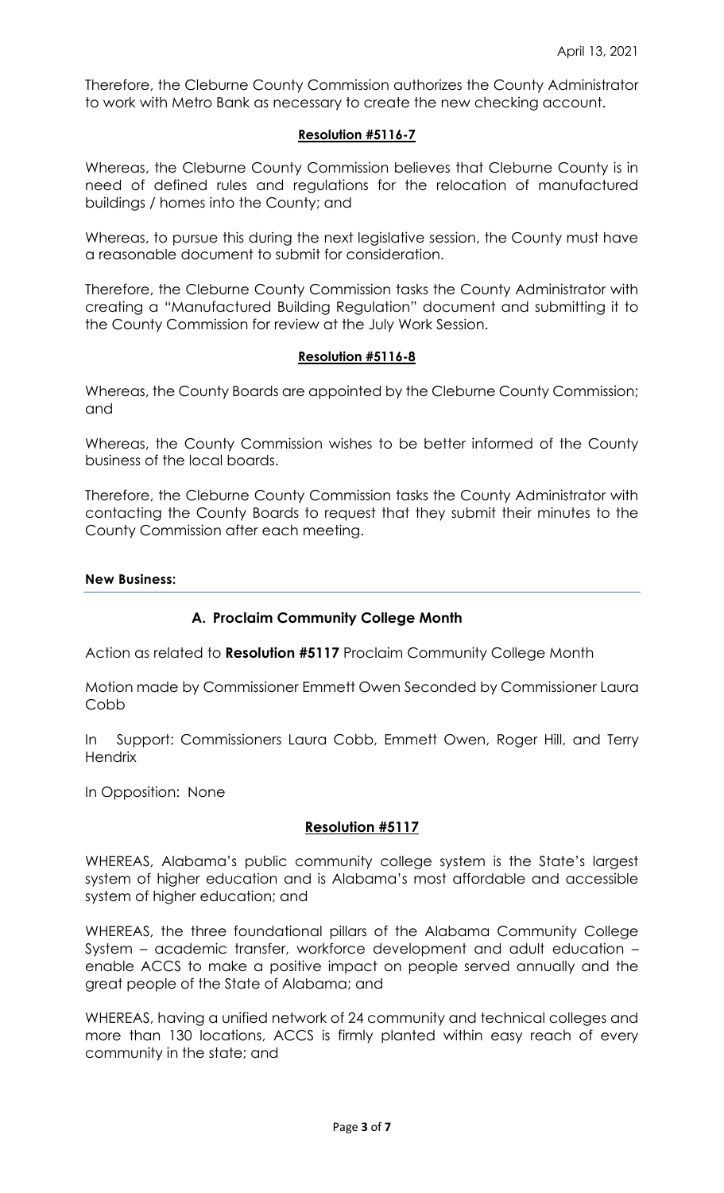Therefore, the Cleburne County Commission authorizes the County Administrator to work with Metro Bank as necessary to create the new checking account.

**Resolution #5116-7**

Whereas, the Cleburne County Commission believes that Cleburne County is in need of defined rules and regulations for the relocation of manufactured buildings / homes into the County; and

Whereas, to pursue this during the next legislative session, the County must have a reasonable document to submit for consideration.

Therefore, the Cleburne County Commission tasks the County Administrator with creating a "Manufactured Building Regulation" document and submitting it to the County Commission for review at the July Work Session.

**Resolution #5116-8**

Whereas, the County Boards are appointed by the Cleburne County Commission; and

Whereas, the County Commission wishes to be better informed of the County business of the local boards.

Therefore, the Cleburne County Commission tasks the County Administrator with contacting the County Boards to request that they submit their minutes to the County Commission after each meeting.

**New Business:**

**A. Proclaim Community College Month**

Action as related to **Resolution #5117** Proclaim Community College Month

Motion made by Commissioner Emmett Owen Seconded by Commissioner Laura Cobb

In Support: Commissioners Laura Cobb, Emmett Owen, Roger Hill, and Terry Hendrix

In Opposition: None

**Resolution #5117**

WHEREAS, Alabama's public community college system is the State's largest system of higher education and is Alabama's most affordable and accessible system of higher education; and

WHEREAS, the three foundational pillars of the Alabama Community College System – academic transfer, workforce development and adult education – enable ACCS to make a positive impact on people served annually and the great people of the State of Alabama; and

WHEREAS, having a unified network of 24 community and technical colleges and more than 130 locations, ACCS is firmly planted within easy reach of every community in the state; and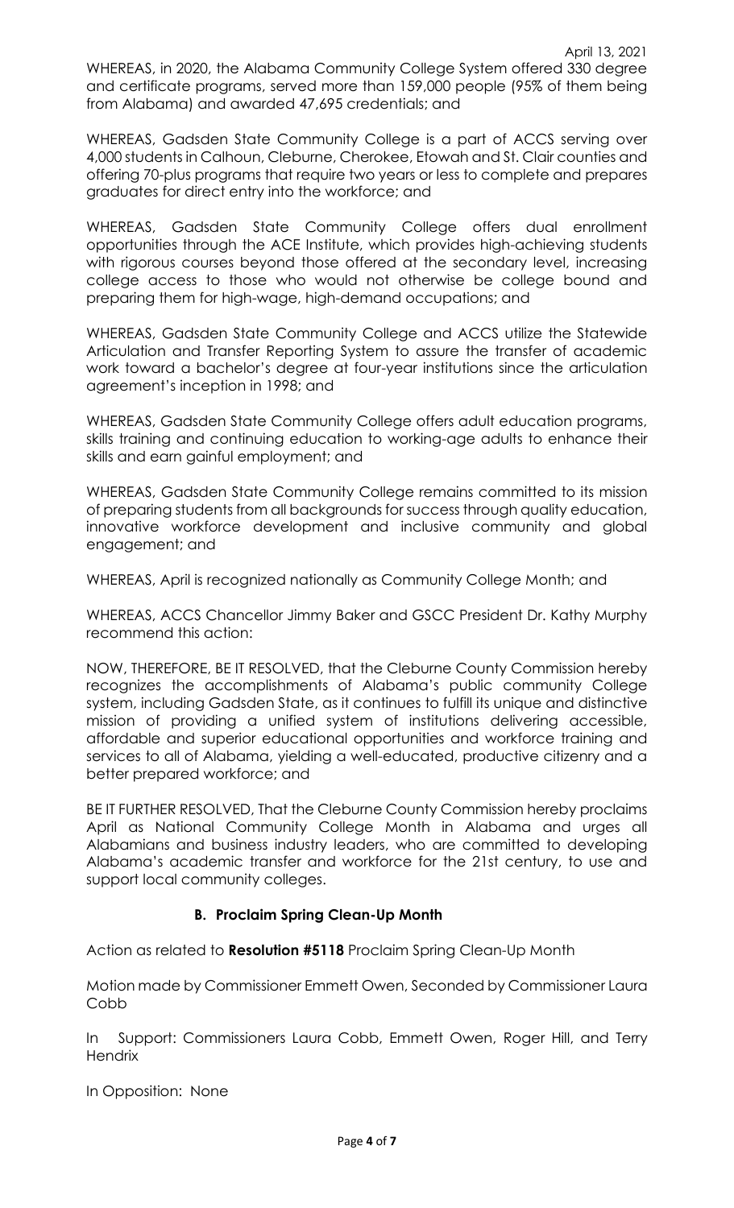WHEREAS, in 2020, the Alabama Community College System offered 330 degree and certificate programs, served more than 159,000 people (95% of them being from Alabama) and awarded 47,695 credentials; and

WHEREAS, Gadsden State Community College is a part of ACCS serving over 4,000 students in Calhoun, Cleburne, Cherokee, Etowah and St. Clair counties and offering 70-plus programs that require two years or less to complete and prepares graduates for direct entry into the workforce; and

WHEREAS, Gadsden State Community College offers dual enrollment opportunities through the ACE Institute, which provides high-achieving students with rigorous courses beyond those offered at the secondary level, increasing college access to those who would not otherwise be college bound and preparing them for high-wage, high-demand occupations; and

WHEREAS, Gadsden State Community College and ACCS utilize the Statewide Articulation and Transfer Reporting System to assure the transfer of academic work toward a bachelor's degree at four-year institutions since the articulation agreement's inception in 1998; and

WHEREAS, Gadsden State Community College offers adult education programs, skills training and continuing education to working-age adults to enhance their skills and earn gainful employment; and

WHEREAS, Gadsden State Community College remains committed to its mission of preparing students from all backgrounds for success through quality education, innovative workforce development and inclusive community and global engagement; and

WHEREAS, April is recognized nationally as Community College Month; and

WHEREAS, ACCS Chancellor Jimmy Baker and GSCC President Dr. Kathy Murphy recommend this action:

NOW, THEREFORE, BE IT RESOLVED, that the Cleburne County Commission hereby recognizes the accomplishments of Alabama's public community College system, including Gadsden State, as it continues to fulfill its unique and distinctive mission of providing a unified system of institutions delivering accessible, affordable and superior educational opportunities and workforce training and services to all of Alabama, yielding a well-educated, productive citizenry and a better prepared workforce; and

BE IT FURTHER RESOLVED, That the Cleburne County Commission hereby proclaims April as National Community College Month in Alabama and urges all Alabamians and business industry leaders, who are committed to developing Alabama's academic transfer and workforce for the 21st century, to use and support local community colleges.

**B. Proclaim Spring Clean-Up Month**

Action as related to **Resolution #5118** Proclaim Spring Clean-Up Month

Motion made by Commissioner Emmett Owen, Seconded by Commissioner Laura Cobb

In Support: Commissioners Laura Cobb, Emmett Owen, Roger Hill, and Terry Hendrix

In Opposition: None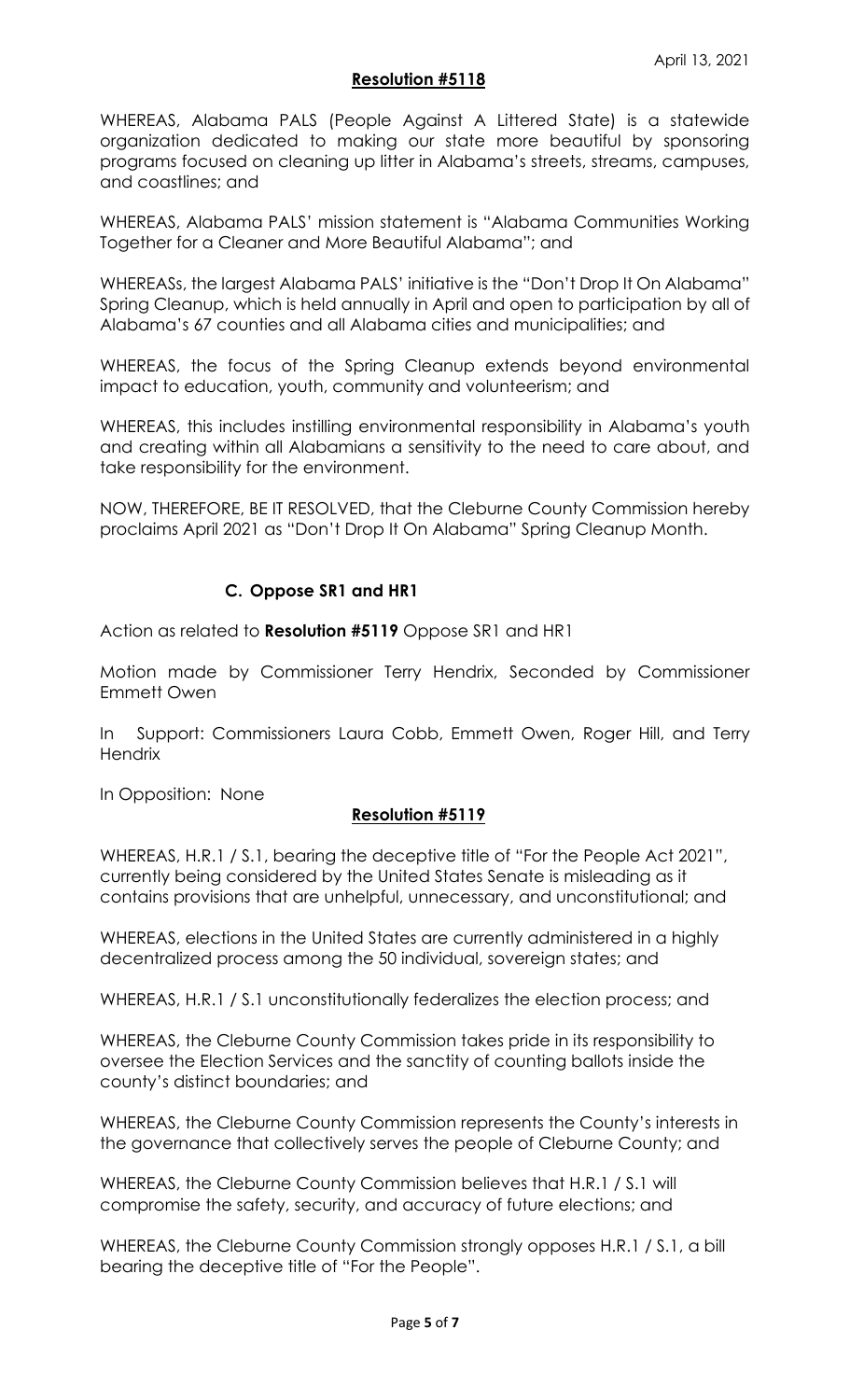April 13, 2021

**Resolution #5118**

WHEREAS, Alabama PALS (People Against A Littered State) is a statewide organization dedicated to making our state more beautiful by sponsoring programs focused on cleaning up litter in Alabama's streets, streams, campuses, and coastlines; and

WHEREAS, Alabama PALS' mission statement is "Alabama Communities Working Together for a Cleaner and More Beautiful Alabama"; and

WHEREASs, the largest Alabama PALS' initiative is the "Don't Drop It On Alabama" Spring Cleanup, which is held annually in April and open to participation by all of Alabama's 67 counties and all Alabama cities and municipalities; and

WHEREAS, the focus of the Spring Cleanup extends beyond environmental impact to education, youth, community and volunteerism; and

WHEREAS, this includes instilling environmental responsibility in Alabama's youth and creating within all Alabamians a sensitivity to the need to care about, and take responsibility for the environment.

NOW, THEREFORE, BE IT RESOLVED, that the Cleburne County Commission hereby proclaims April 2021 as "Don't Drop It On Alabama" Spring Cleanup Month.

**C. Oppose SR1 and HR1**

Action as related to **Resolution #5119** Oppose SR1 and HR1

Motion made by Commissioner Terry Hendrix, Seconded by Commissioner Emmett Owen

In Support: Commissioners Laura Cobb, Emmett Owen, Roger Hill, and Terry Hendrix

In Opposition: None

**Resolution #5119**

WHEREAS, H.R.1 / S.1, bearing the deceptive title of "For the People Act 2021", currently being considered by the United States Senate is misleading as it contains provisions that are unhelpful, unnecessary, and unconstitutional; and

WHEREAS, elections in the United States are currently administered in a highly decentralized process among the 50 individual, sovereign states; and

WHEREAS, H.R.1 / S.1 unconstitutionally federalizes the election process; and

WHEREAS, the Cleburne County Commission takes pride in its responsibility to oversee the Election Services and the sanctity of counting ballots inside the county's distinct boundaries; and

WHEREAS, the Cleburne County Commission represents the County's interests in the governance that collectively serves the people of Cleburne County; and

WHEREAS, the Cleburne County Commission believes that H.R.1 / S.1 will compromise the safety, security, and accuracy of future elections; and

WHEREAS, the Cleburne County Commission strongly opposes H.R.1 / S.1, a bill bearing the deceptive title of "For the People".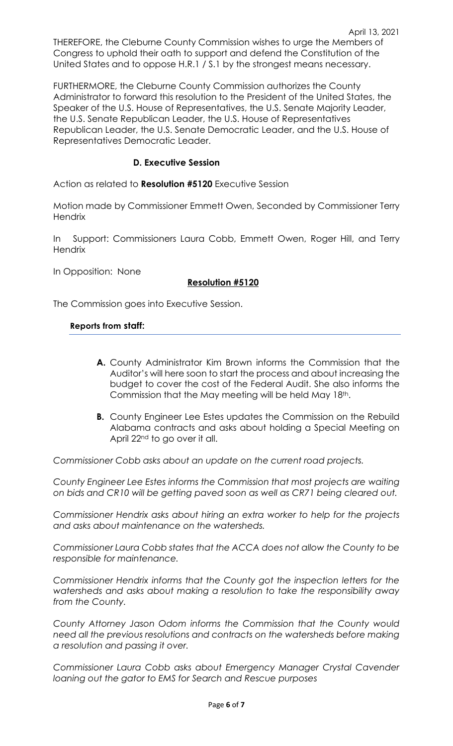THEREFORE, the Cleburne County Commission wishes to urge the Members of Congress to uphold their oath to support and defend the Constitution of the United States and to oppose H.R.1 / S.1 by the strongest means necessary.

FURTHERMORE, the Cleburne County Commission authorizes the County Administrator to forward this resolution to the President of the United States, the Speaker of the U.S. House of Representatives, the U.S. Senate Majority Leader, the U.S. Senate Republican Leader, the U.S. House of Representatives Republican Leader, the U.S. Senate Democratic Leader, and the U.S. House of Representatives Democratic Leader.

**D. Executive Session**

Action as related to **Resolution #5120** Executive Session

Motion made by Commissioner Emmett Owen, Seconded by Commissioner Terry Hendrix

In Support: Commissioners Laura Cobb, Emmett Owen, Roger Hill, and Terry Hendrix

In Opposition: None

**Resolution #5120**

The Commission goes into Executive Session.

**Reports from staff:**

- **A.** County Administrator Kim Brown informs the Commission that the Auditor's will here soon to start the process and about increasing the budget to cover the cost of the Federal Audit. She also informs the Commission that the May meeting will be held May 18th.
- **B.** County Engineer Lee Estes updates the Commission on the Rebuild Alabama contracts and asks about holding a Special Meeting on April 22nd to go over it all.

*Commissioner Cobb asks about an update on the current road projects.*

*County Engineer Lee Estes informs the Commission that most projects are waiting on bids and CR10 will be getting paved soon as well as CR71 being cleared out.*

*Commissioner Hendrix asks about hiring an extra worker to help for the projects and asks about maintenance on the watersheds.*

*Commissioner Laura Cobb states that the ACCA does not allow the County to be responsible for maintenance.*

*Commissioner Hendrix informs that the County got the inspection letters for the watersheds and asks about making a resolution to take the responsibility away from the County.*

*County Attorney Jason Odom informs the Commission that the County would need all the previous resolutions and contracts on the watersheds before making a resolution and passing it over.*

*Commissioner Laura Cobb asks about Emergency Manager Crystal Cavender loaning out the gator to EMS for Search and Rescue purposes*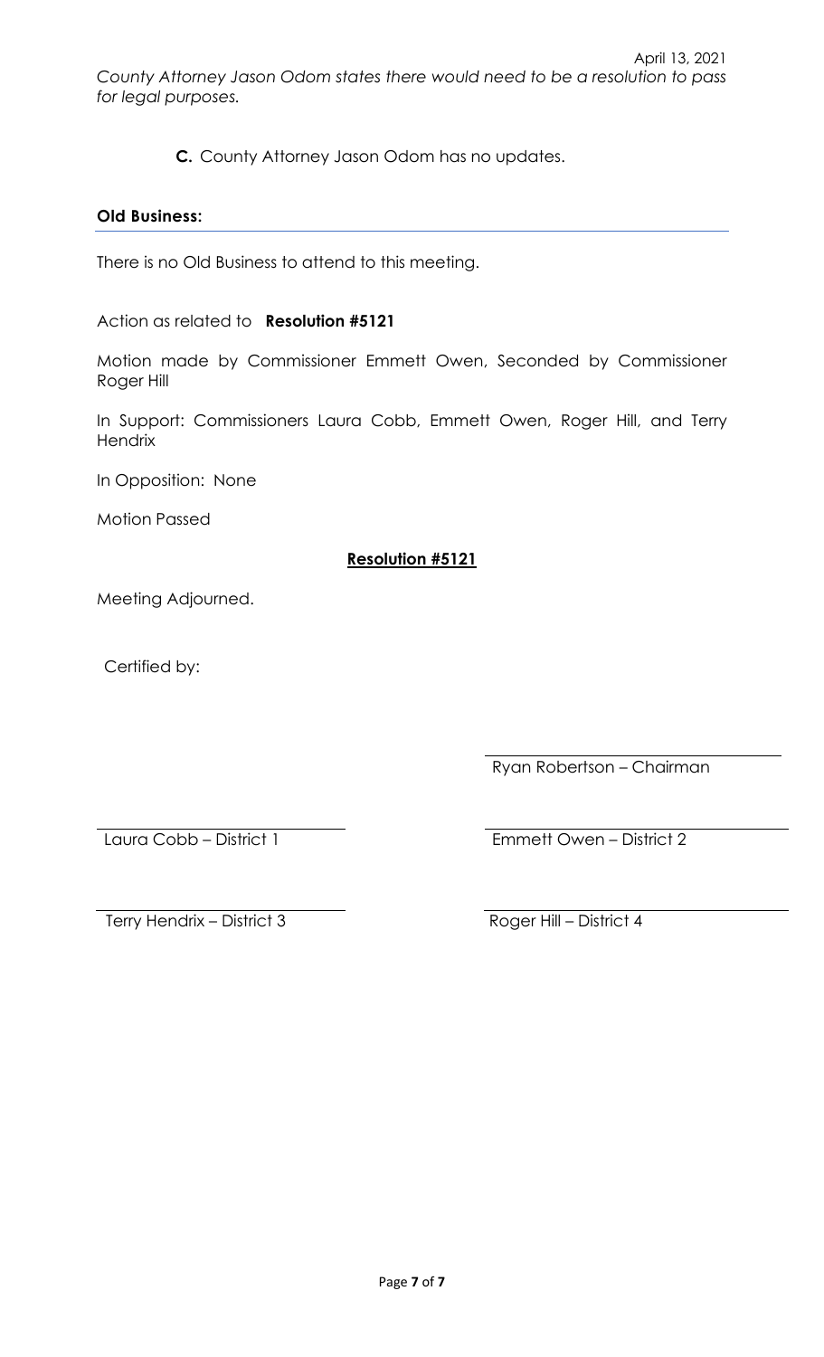*County Attorney Jason Odom states there would need to be a resolution to pass for legal purposes.*

**C.** County Attorney Jason Odom has no updates.

**Old Business:**

There is no Old Business to attend to this meeting.

Action as related to **Resolution #5121**

Motion made by Commissioner Emmett Owen, Seconded by Commissioner Roger Hill

In Support: Commissioners Laura Cobb, Emmett Owen, Roger Hill, and Terry Hendrix

In Opposition: None

Motion Passed

**Resolution #5121**

Meeting Adjourned.

Certified by:

Ryan Robertson – Chairman

Laura Cobb – District 1

Emmett Owen – District 2

Terry Hendrix – District 3

Roger Hill – District 4